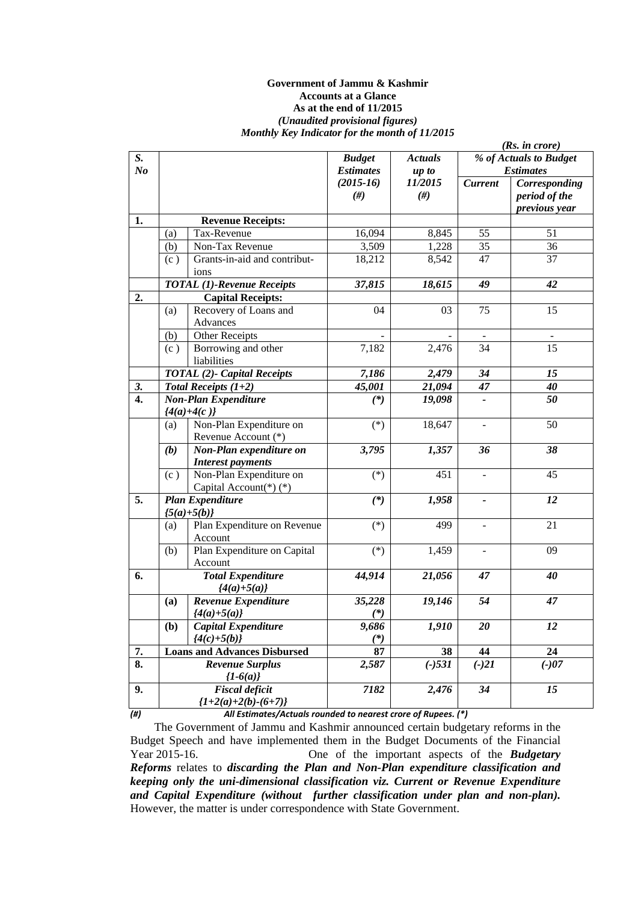**Government of Jammu & Kashmir**
**Accounts at a Glance**
**As at the end of 11/2015**
***(Unaudited provisional figures)***
***Monthly Key Indicator for the month of 11/2015***

***(Rs. in crore)***

| S. No | | | Budget Estimates (2015-16) (#) | Actuals up to 11/2015 (#) | % of Actuals to Budget Estimates | |
|---|---|---|---|---|---|---|
| | | | | | **Current** | **Corresponding period of the previous year** |
| **1.** | | **Revenue Receipts:** | | | | |
| | (a) | Tax-Revenue | 16,094 | 8,845 | 55 | 51 |
| | (b) | Non-Tax Revenue | 3,509 | 1,228 | 35 | 36 |
| | (c ) | Grants-in-aid and contributions | 18,212 | 8,542 | 47 | 37 |
| | ***TOTAL (1)-Revenue Receipts*** | | ***37,815*** | ***18,615*** | ***49*** | ***42*** |
| **2.** | | **Capital Receipts:** | | | | |
| | (a) | Recovery of Loans and Advances | 04 | 03 | 75 | 15 |
| | (b) | Other Receipts | - | - | - | - |
| | (c ) | Borrowing and other liabilities | 7,182 | 2,476 | 34 | 15 |
| | ***TOTAL (2)- Capital Receipts*** | | ***7,186*** | ***2,479*** | ***34*** | ***15*** |
| ***3.*** | ***Total Receipts (1+2)*** | | ***45,001*** | ***21,094*** | ***47*** | ***40*** |
| **4.** | ***Non-Plan Expenditure {4(a)+4(c )}*** | | ***(\*)*** | ***19,098*** | ***-*** | ***50*** |
| | (a) | Non-Plan Expenditure on Revenue Account (*) | (*) | 18,647 | - | 50 |
| | ***(b)*** | ***Non-Plan expenditure on Interest payments*** | ***3,795*** | ***1,357*** | ***36*** | ***38*** |
| | (c ) | Non-Plan Expenditure on Capital Account(*) (*) | (*) | 451 | - | 45 |
| **5.** | ***Plan Expenditure {5(a)+5(b)}*** | | ***(\*)*** | ***1,958*** | ***-*** | ***12*** |
| | (a) | Plan Expenditure on Revenue Account | (*) | 499 | - | 21 |
| | (b) | Plan Expenditure on Capital Account | (*) | 1,459 | - | 09 |
| **6.** | ***Total Expenditure {4(a)+5(a)}*** | | ***44,914*** | ***21,056*** | ***47*** | ***40*** |
| | **(a)** | ***Revenue Expenditure {4(a)+5(a)}*** | ***35,228 (\*)*** | ***19,146*** | ***54*** | ***47*** |
| | **(b)** | ***Capital Expenditure {4(c)+5(b)}*** | ***9,686 (\*)*** | ***1,910*** | ***20*** | ***12*** |
| **7.** | **Loans and Advances Disbursed** | | **87** | **38** | **44** | **24** |
| **8.** | ***Revenue Surplus {1-6(a)}*** | | ***2,587*** | ***(-)531*** | ***(-)21*** | ***(-)07*** |
| **9.** | ***Fiscal deficit {1+2(a)+2(b)-(6+7)}*** | | ***7182*** | ***2,476*** | ***34*** | ***15*** |

*(#) All Estimates/Actuals rounded to nearest crore of Rupees. (\*)*

The Government of Jammu and Kashmir announced certain budgetary reforms in the Budget Speech and have implemented them in the Budget Documents of the Financial Year 2015-16. One of the important aspects of the ***Budgetary Reforms*** relates to ***discarding the Plan and Non-Plan expenditure classification and keeping only the uni-dimensional classification viz. Current or Revenue Expenditure and Capital Expenditure (without further classification under plan and non-plan).*** However, the matter is under correspondence with State Government.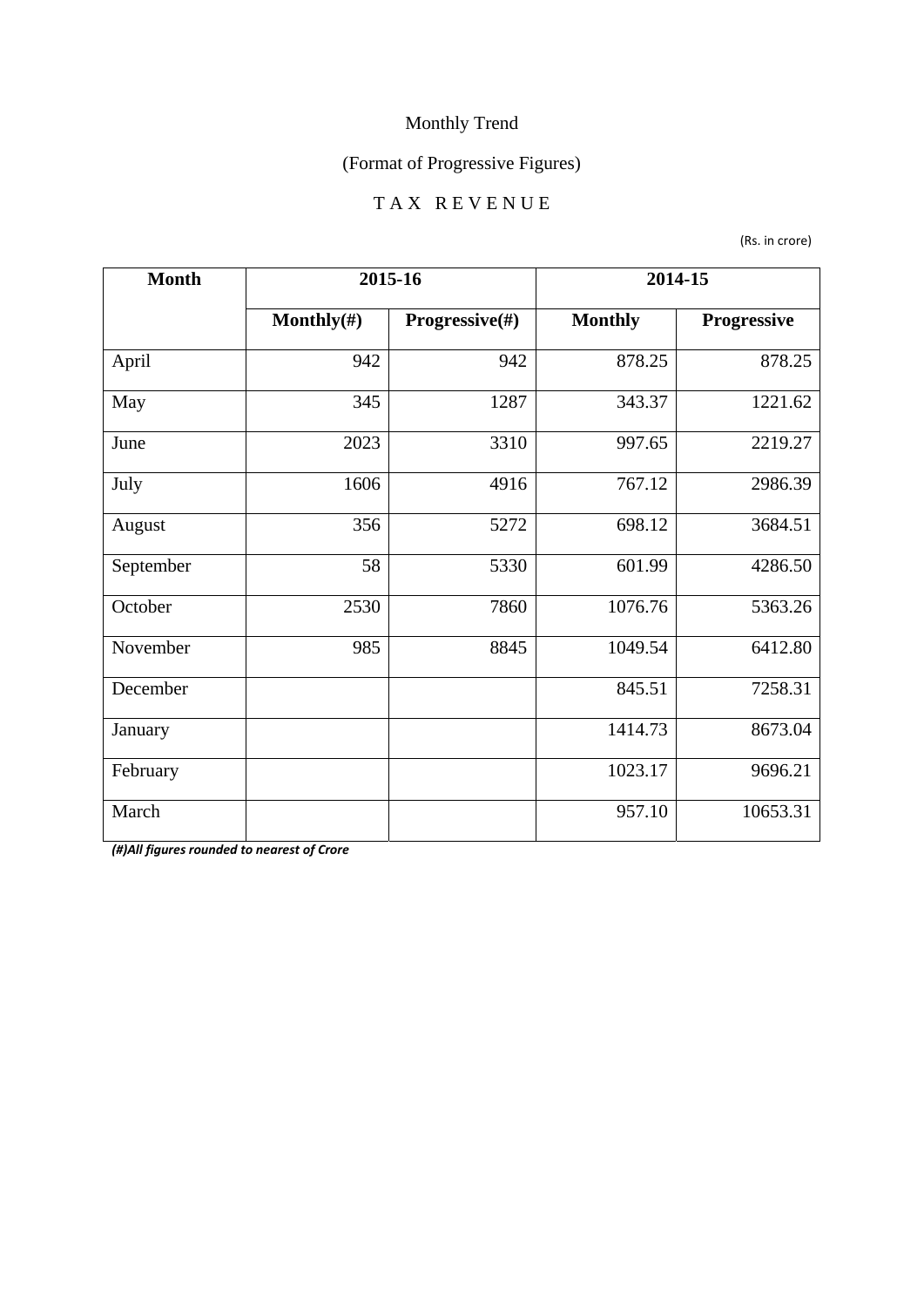Monthly Trend

(Format of Progressive Figures)

T A X R E V E N U E

(Rs. in crore)

| Month | 2015-16 | | 2014-15 | |
|---|---|---|---|---|
| | Monthly(#) | Progressive(#) | Monthly | Progressive |
| April | 942 | 942 | 878.25 | 878.25 |
| May | 345 | 1287 | 343.37 | 1221.62 |
| June | 2023 | 3310 | 997.65 | 2219.27 |
| July | 1606 | 4916 | 767.12 | 2986.39 |
| August | 356 | 5272 | 698.12 | 3684.51 |
| September | 58 | 5330 | 601.99 | 4286.50 |
| October | 2530 | 7860 | 1076.76 | 5363.26 |
| November | 985 | 8845 | 1049.54 | 6412.80 |
| December | | | 845.51 | 7258.31 |
| January | | | 1414.73 | 8673.04 |
| February | | | 1023.17 | 9696.21 |
| March | | | 957.10 | 10653.31 |

***(#)All figures rounded to nearest of Crore***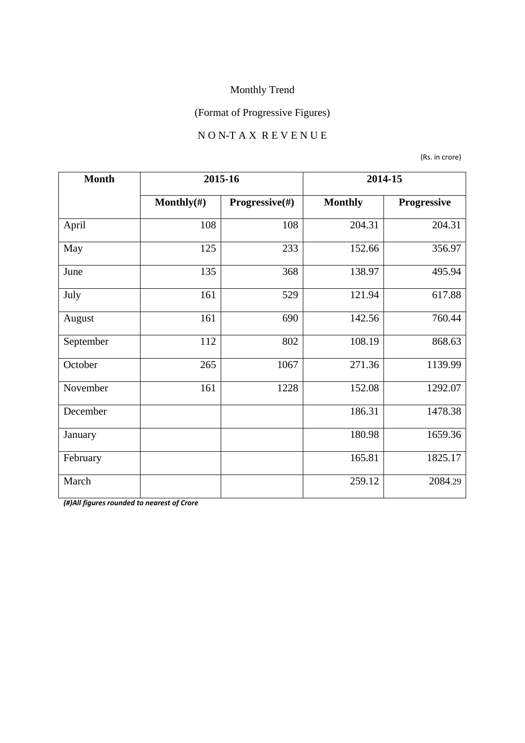Monthly Trend

(Format of Progressive Figures)

N O N-T A X R E V E N U E

(Rs. in crore)

| Month | 2015-16 | | 2014-15 | |
|---|---|---|---|---|
| | **Monthly(#)** | **Progressive(#)** | **Monthly** | **Progressive** |
| April | 108 | 108 | 204.31 | 204.31 |
| May | 125 | 233 | 152.66 | 356.97 |
| June | 135 | 368 | 138.97 | 495.94 |
| July | 161 | 529 | 121.94 | 617.88 |
| August | 161 | 690 | 142.56 | 760.44 |
| September | 112 | 802 | 108.19 | 868.63 |
| October | 265 | 1067 | 271.36 | 1139.99 |
| November | 161 | 1228 | 152.08 | 1292.07 |
| December | | | 186.31 | 1478.38 |
| January | | | 180.98 | 1659.36 |
| February | | | 165.81 | 1825.17 |
| March | | | 259.12 | 2084.29 |

***(#)All figures rounded to nearest of Crore***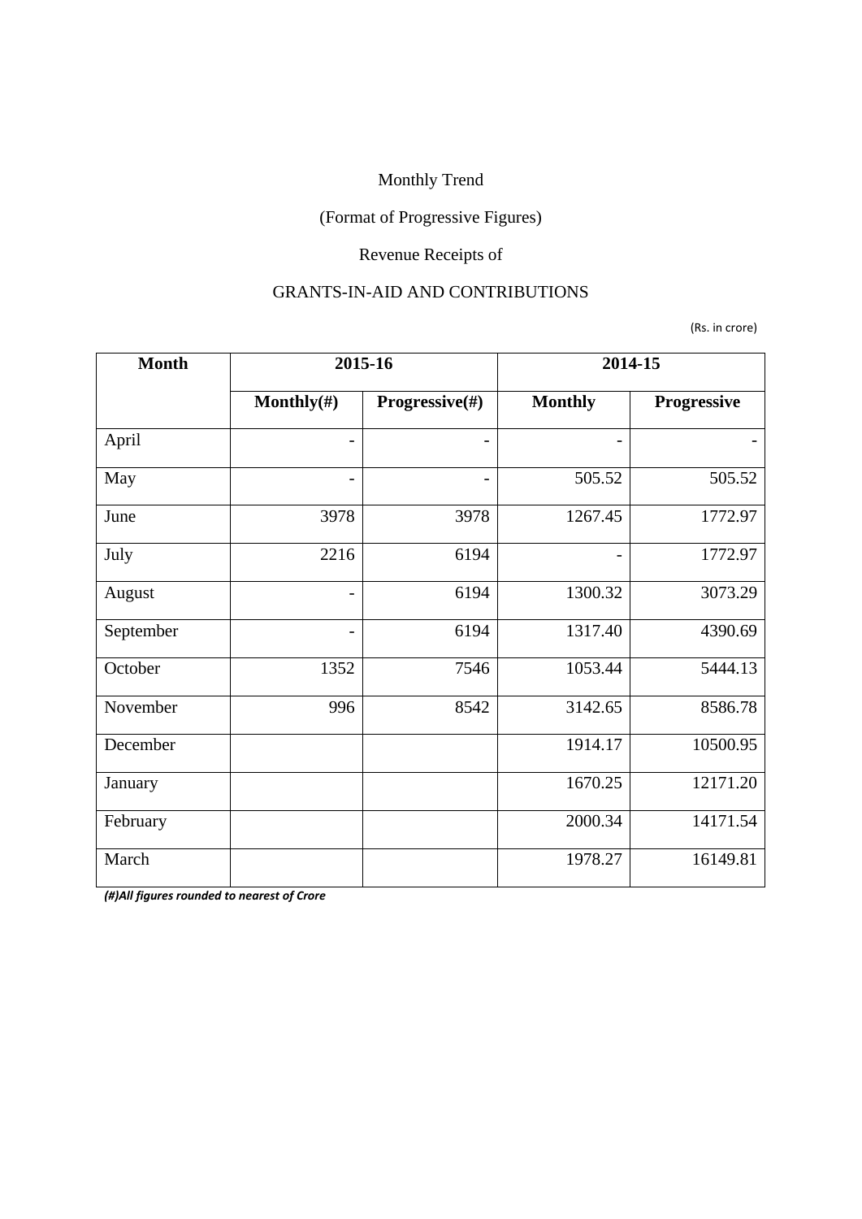Monthly Trend

(Format of Progressive Figures)

Revenue Receipts of

GRANTS-IN-AID AND CONTRIBUTIONS

(Rs. in crore)

| Month | 2015-16 | | 2014-15 | |
|---|---|---|---|---|
| | Monthly(#) | Progressive(#) | Monthly | Progressive |
| April | - | - | - | - |
| May | - | - | 505.52 | 505.52 |
| June | 3978 | 3978 | 1267.45 | 1772.97 |
| July | 2216 | 6194 | - | 1772.97 |
| August | - | 6194 | 1300.32 | 3073.29 |
| September | - | 6194 | 1317.40 | 4390.69 |
| October | 1352 | 7546 | 1053.44 | 5444.13 |
| November | 996 | 8542 | 3142.65 | 8586.78 |
| December | | | 1914.17 | 10500.95 |
| January | | | 1670.25 | 12171.20 |
| February | | | 2000.34 | 14171.54 |
| March | | | 1978.27 | 16149.81 |

***(#)All figures rounded to nearest of Crore***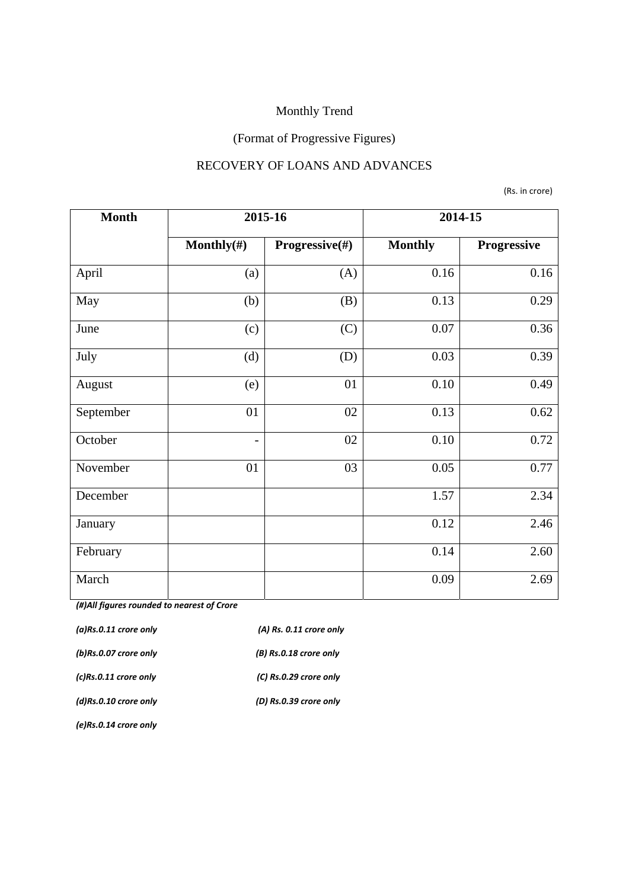Monthly Trend

(Format of Progressive Figures)

RECOVERY OF LOANS AND ADVANCES

(Rs. in crore)

| Month | 2015-16 | | 2014-15 | |
|---|---|---|---|---|
| | Monthly(#) | Progressive(#) | Monthly | Progressive |
| April | (a) | (A) | 0.16 | 0.16 |
| May | (b) | (B) | 0.13 | 0.29 |
| June | (c) | (C) | 0.07 | 0.36 |
| July | (d) | (D) | 0.03 | 0.39 |
| August | (e) | 01 | 0.10 | 0.49 |
| September | 01 | 02 | 0.13 | 0.62 |
| October | - | 02 | 0.10 | 0.72 |
| November | 01 | 03 | 0.05 | 0.77 |
| December | | | 1.57 | 2.34 |
| January | | | 0.12 | 2.46 |
| February | | | 0.14 | 2.60 |
| March | | | 0.09 | 2.69 |

*(#)All figures rounded to nearest of Crore*

*(a)Rs.0.11 crore only* *(A) Rs. 0.11 crore only*

*(b)Rs.0.07 crore only* *(B) Rs.0.18 crore only*

*(c)Rs.0.11 crore only* *(C) Rs.0.29 crore only*

*(d)Rs.0.10 crore only* *(D) Rs.0.39 crore only*

*(e)Rs.0.14 crore only*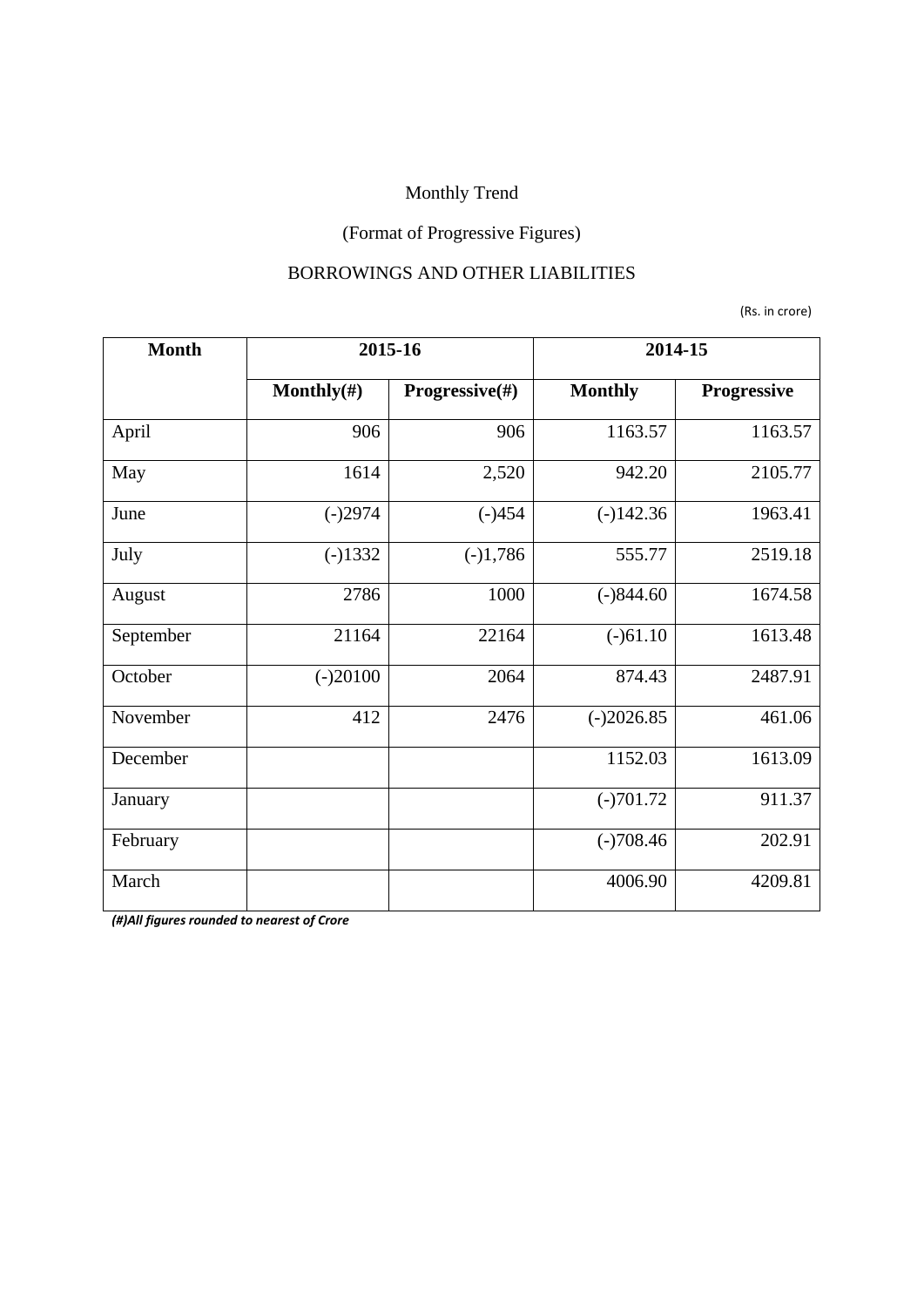Monthly Trend

(Format of Progressive Figures)

BORROWINGS AND OTHER LIABILITIES

(Rs. in crore)

| Month | 2015-16 | | 2014-15 | |
|---|---|---|---|---|
| | Monthly(#) | Progressive(#) | Monthly | Progressive |
| April | 906 | 906 | 1163.57 | 1163.57 |
| May | 1614 | 2,520 | 942.20 | 2105.77 |
| June | (-)2974 | (-)454 | (-)142.36 | 1963.41 |
| July | (-)1332 | (-)1,786 | 555.77 | 2519.18 |
| August | 2786 | 1000 | (-)844.60 | 1674.58 |
| September | 21164 | 22164 | (-)61.10 | 1613.48 |
| October | (-)20100 | 2064 | 874.43 | 2487.91 |
| November | 412 | 2476 | (-)2026.85 | 461.06 |
| December | | | 1152.03 | 1613.09 |
| January | | | (-)701.72 | 911.37 |
| February | | | (-)708.46 | 202.91 |
| March | | | 4006.90 | 4209.81 |

***(#)All figures rounded to nearest of Crore***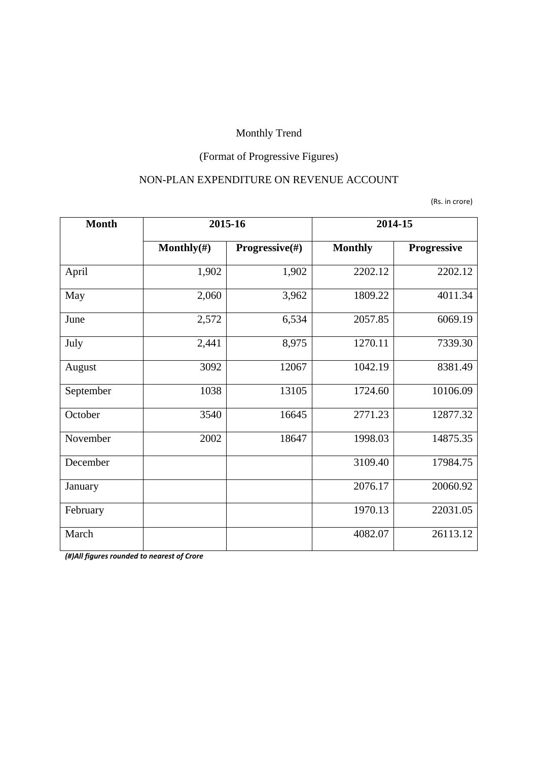Monthly Trend

(Format of Progressive Figures)

NON-PLAN EXPENDITURE ON REVENUE ACCOUNT

(Rs. in crore)

| Month | 2015-16 | | 2014-15 | |
|---|---|---|---|---|
| | Monthly(#) | Progressive(#) | Monthly | Progressive |
| April | 1,902 | 1,902 | 2202.12 | 2202.12 |
| May | 2,060 | 3,962 | 1809.22 | 4011.34 |
| June | 2,572 | 6,534 | 2057.85 | 6069.19 |
| July | 2,441 | 8,975 | 1270.11 | 7339.30 |
| August | 3092 | 12067 | 1042.19 | 8381.49 |
| September | 1038 | 13105 | 1724.60 | 10106.09 |
| October | 3540 | 16645 | 2771.23 | 12877.32 |
| November | 2002 | 18647 | 1998.03 | 14875.35 |
| December | | | 3109.40 | 17984.75 |
| January | | | 2076.17 | 20060.92 |
| February | | | 1970.13 | 22031.05 |
| March | | | 4082.07 | 26113.12 |

***(#)All figures rounded to nearest of Crore***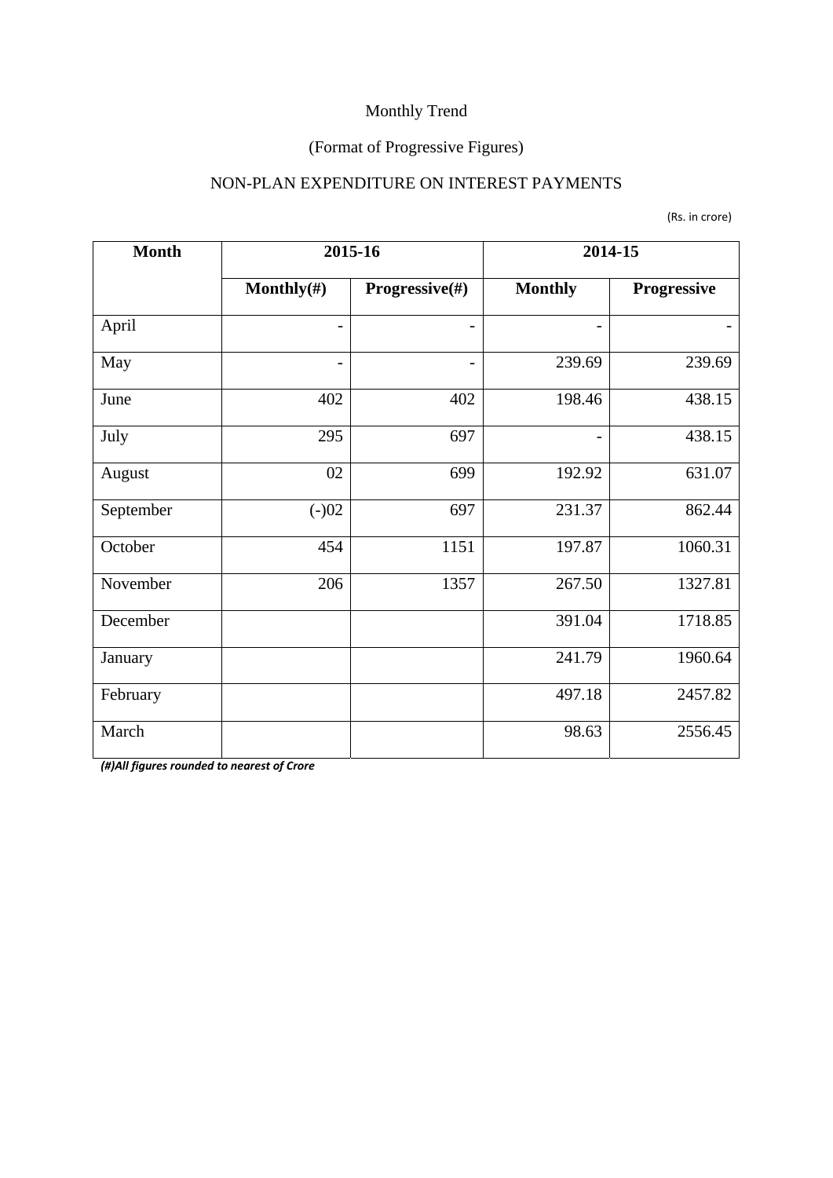Monthly Trend

(Format of Progressive Figures)

NON-PLAN EXPENDITURE ON INTEREST PAYMENTS

(Rs. in crore)

| Month | 2015-16 | | 2014-15 | |
|---|---|---|---|---|
| | Monthly(#) | Progressive(#) | Monthly | Progressive |
| April | - | - | - | - |
| May | - | - | 239.69 | 239.69 |
| June | 402 | 402 | 198.46 | 438.15 |
| July | 295 | 697 | - | 438.15 |
| August | 02 | 699 | 192.92 | 631.07 |
| September | (-)02 | 697 | 231.37 | 862.44 |
| October | 454 | 1151 | 197.87 | 1060.31 |
| November | 206 | 1357 | 267.50 | 1327.81 |
| December | | | 391.04 | 1718.85 |
| January | | | 241.79 | 1960.64 |
| February | | | 497.18 | 2457.82 |
| March | | | 98.63 | 2556.45 |

***(#)All figures rounded to nearest of Crore***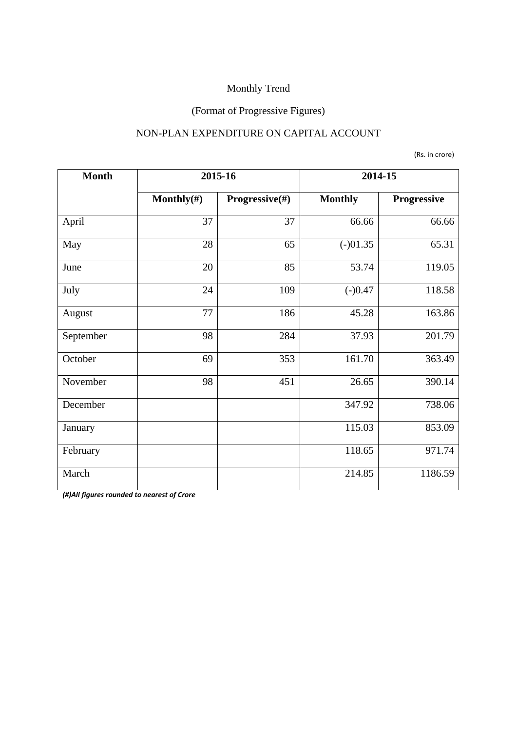Monthly Trend

(Format of Progressive Figures)

NON-PLAN EXPENDITURE ON CAPITAL ACCOUNT

(Rs. in crore)

| Month | 2015-16 | | 2014-15 | |
|---|---|---|---|---|
| | Monthly(#) | Progressive(#) | Monthly | Progressive |
| April | 37 | 37 | 66.66 | 66.66 |
| May | 28 | 65 | (-)01.35 | 65.31 |
| June | 20 | 85 | 53.74 | 119.05 |
| July | 24 | 109 | (-)0.47 | 118.58 |
| August | 77 | 186 | 45.28 | 163.86 |
| September | 98 | 284 | 37.93 | 201.79 |
| October | 69 | 353 | 161.70 | 363.49 |
| November | 98 | 451 | 26.65 | 390.14 |
| December | | | 347.92 | 738.06 |
| January | | | 115.03 | 853.09 |
| February | | | 118.65 | 971.74 |
| March | | | 214.85 | 1186.59 |

***(#)All figures rounded to nearest of Crore***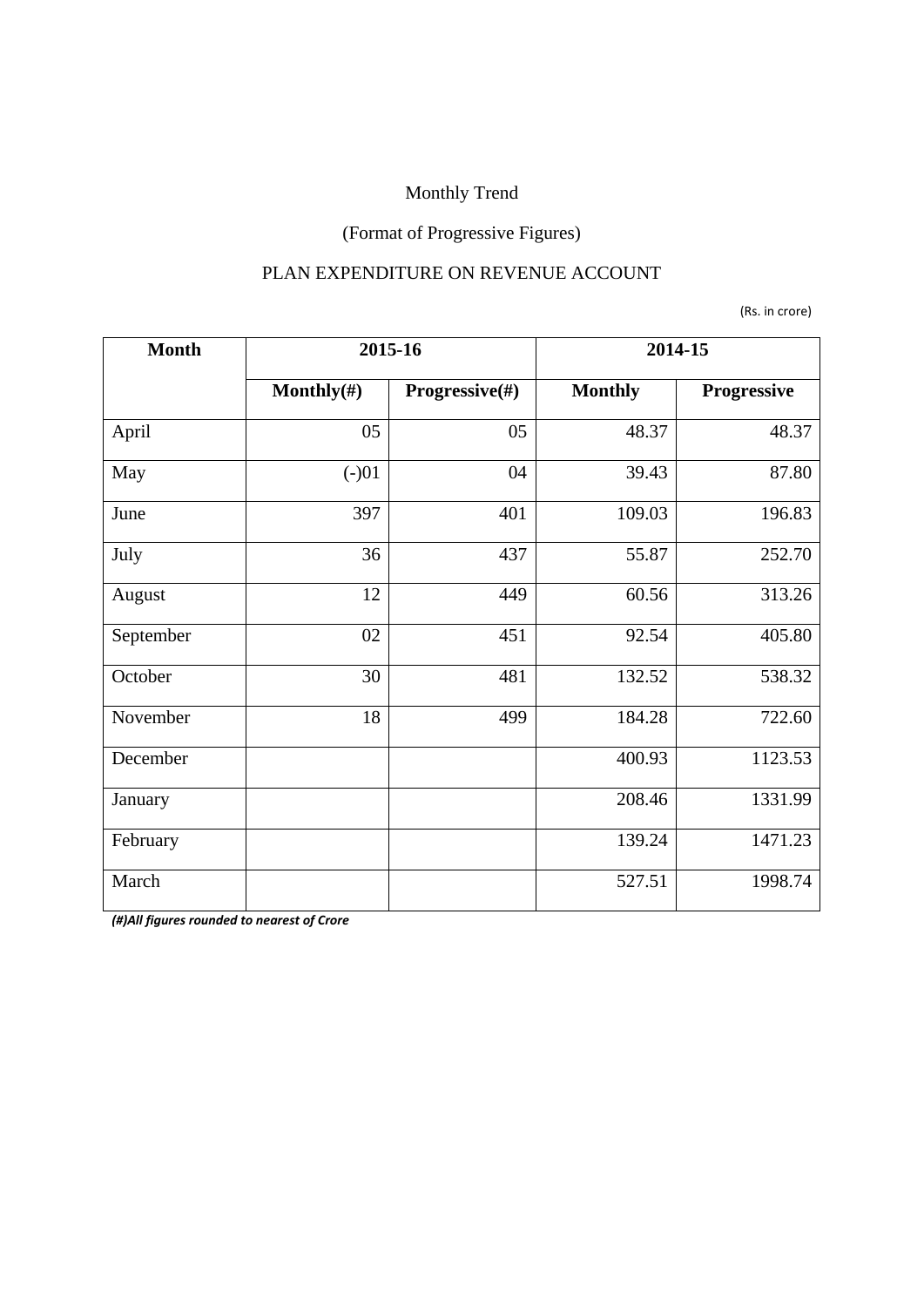Monthly Trend

(Format of Progressive Figures)

PLAN EXPENDITURE ON REVENUE ACCOUNT

(Rs. in crore)

| Month | 2015-16 | | 2014-15 | |
|---|---|---|---|---|
| | Monthly(#) | Progressive(#) | Monthly | Progressive |
| April | 05 | 05 | 48.37 | 48.37 |
| May | (-)01 | 04 | 39.43 | 87.80 |
| June | 397 | 401 | 109.03 | 196.83 |
| July | 36 | 437 | 55.87 | 252.70 |
| August | 12 | 449 | 60.56 | 313.26 |
| September | 02 | 451 | 92.54 | 405.80 |
| October | 30 | 481 | 132.52 | 538.32 |
| November | 18 | 499 | 184.28 | 722.60 |
| December | | | 400.93 | 1123.53 |
| January | | | 208.46 | 1331.99 |
| February | | | 139.24 | 1471.23 |
| March | | | 527.51 | 1998.74 |

***(#)All figures rounded to nearest of Crore***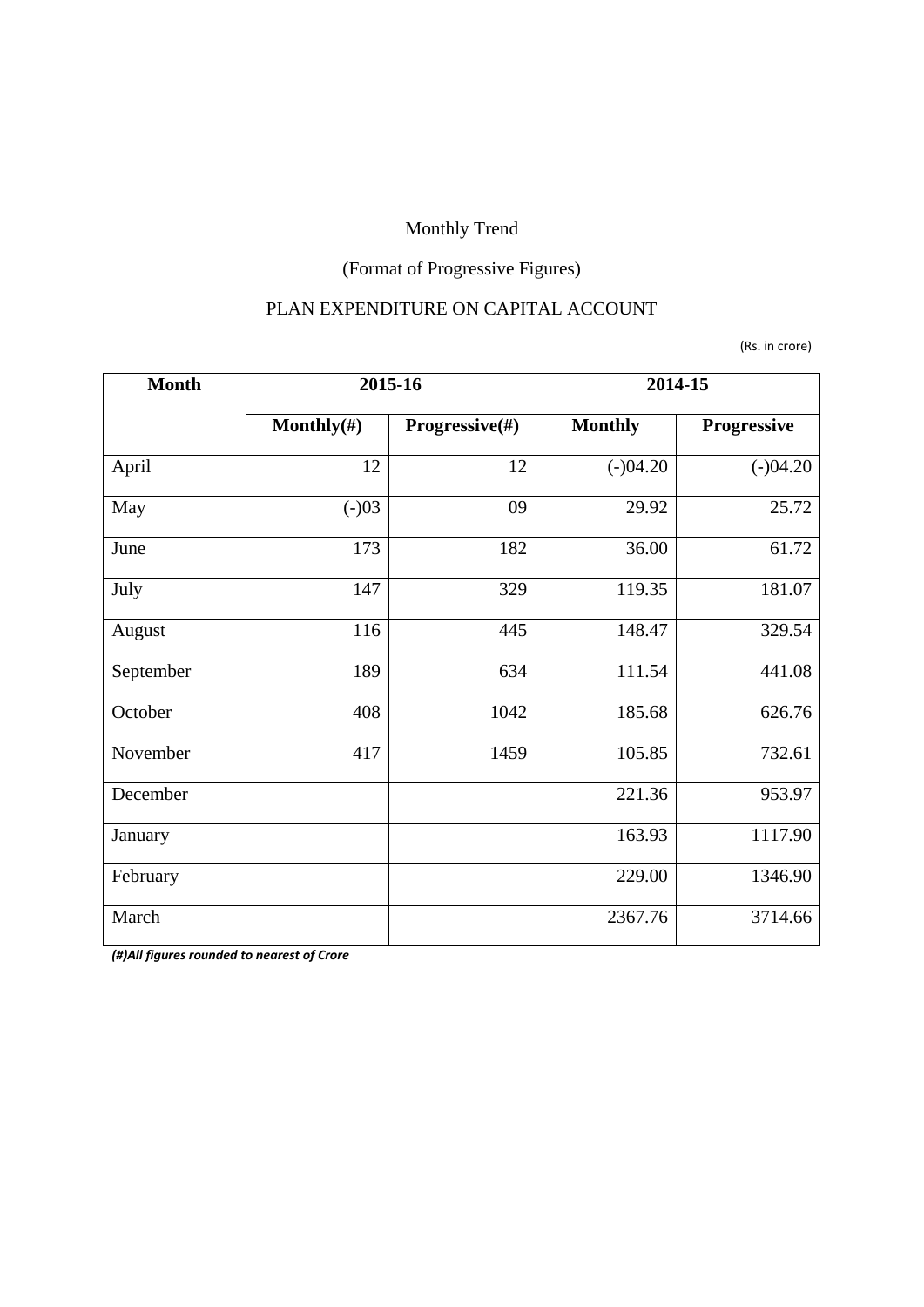Monthly Trend

(Format of Progressive Figures)

PLAN EXPENDITURE ON CAPITAL ACCOUNT

(Rs. in crore)

| Month | 2015-16 | | 2014-15 | |
|---|---|---|---|---|
| | **Monthly(#)** | **Progressive(#)** | **Monthly** | **Progressive** |
| April | 12 | 12 | (-)04.20 | (-)04.20 |
| May | (-)03 | 09 | 29.92 | 25.72 |
| June | 173 | 182 | 36.00 | 61.72 |
| July | 147 | 329 | 119.35 | 181.07 |
| August | 116 | 445 | 148.47 | 329.54 |
| September | 189 | 634 | 111.54 | 441.08 |
| October | 408 | 1042 | 185.68 | 626.76 |
| November | 417 | 1459 | 105.85 | 732.61 |
| December | | | 221.36 | 953.97 |
| January | | | 163.93 | 1117.90 |
| February | | | 229.00 | 1346.90 |
| March | | | 2367.76 | 3714.66 |

***(#)All figures rounded to nearest of Crore***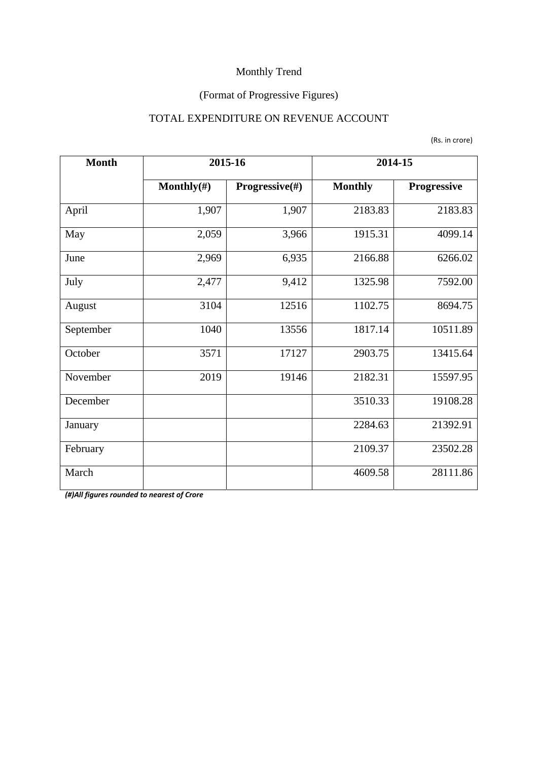Monthly Trend

(Format of Progressive Figures)

TOTAL EXPENDITURE ON REVENUE ACCOUNT

(Rs. in crore)

| Month | 2015-16 | | 2014-15 | |
|---|---|---|---|---|
| | Monthly(#) | Progressive(#) | Monthly | Progressive |
| April | 1,907 | 1,907 | 2183.83 | 2183.83 |
| May | 2,059 | 3,966 | 1915.31 | 4099.14 |
| June | 2,969 | 6,935 | 2166.88 | 6266.02 |
| July | 2,477 | 9,412 | 1325.98 | 7592.00 |
| August | 3104 | 12516 | 1102.75 | 8694.75 |
| September | 1040 | 13556 | 1817.14 | 10511.89 |
| October | 3571 | 17127 | 2903.75 | 13415.64 |
| November | 2019 | 19146 | 2182.31 | 15597.95 |
| December | | | 3510.33 | 19108.28 |
| January | | | 2284.63 | 21392.91 |
| February | | | 2109.37 | 23502.28 |
| March | | | 4609.58 | 28111.86 |

***(#)All figures rounded to nearest of Crore***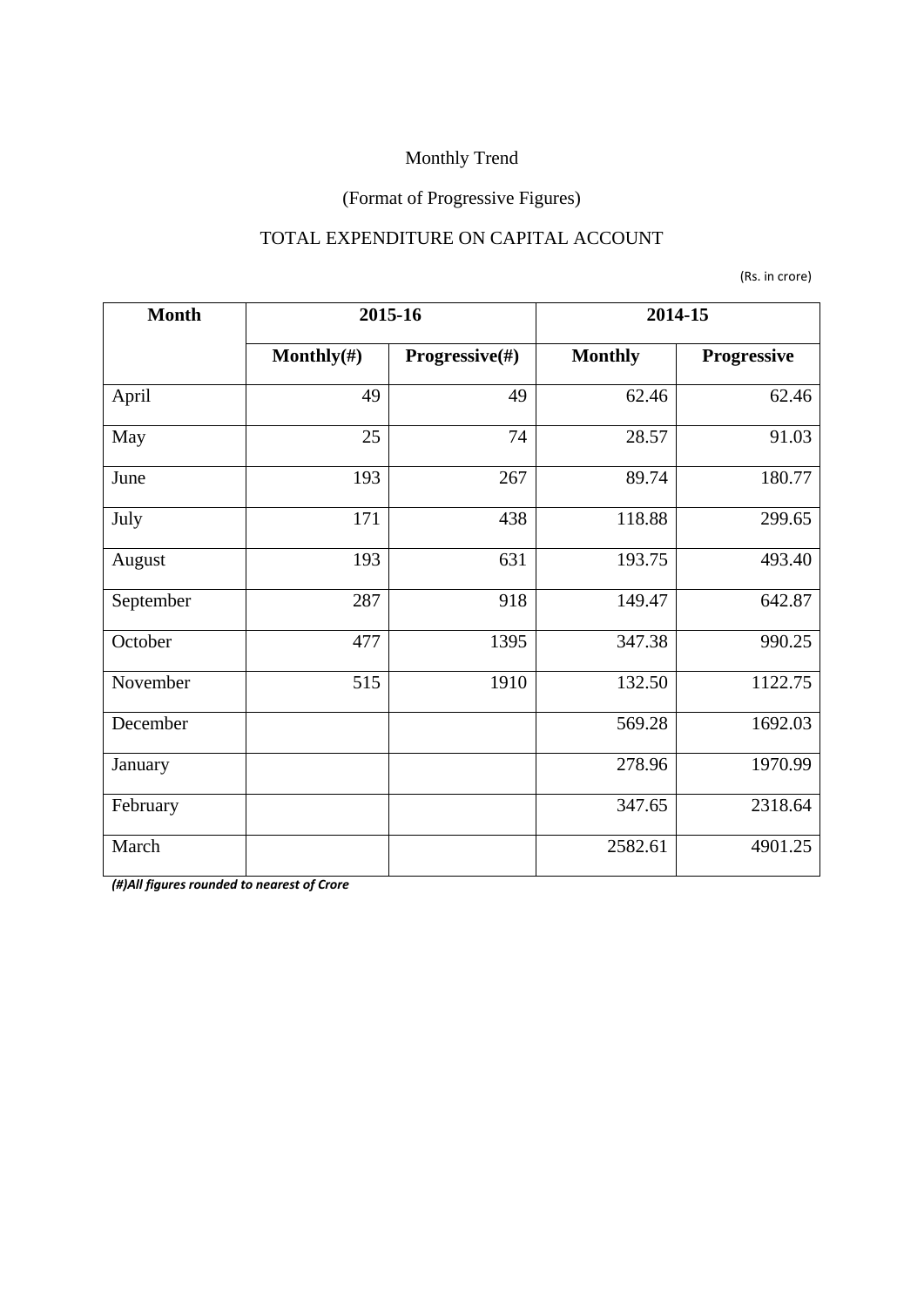Monthly Trend

(Format of Progressive Figures)

TOTAL EXPENDITURE ON CAPITAL ACCOUNT

(Rs. in crore)

| Month | 2015-16 | | 2014-15 | |
|---|---|---|---|---|
| | Monthly(#) | Progressive(#) | Monthly | Progressive |
| April | 49 | 49 | 62.46 | 62.46 |
| May | 25 | 74 | 28.57 | 91.03 |
| June | 193 | 267 | 89.74 | 180.77 |
| July | 171 | 438 | 118.88 | 299.65 |
| August | 193 | 631 | 193.75 | 493.40 |
| September | 287 | 918 | 149.47 | 642.87 |
| October | 477 | 1395 | 347.38 | 990.25 |
| November | 515 | 1910 | 132.50 | 1122.75 |
| December | | | 569.28 | 1692.03 |
| January | | | 278.96 | 1970.99 |
| February | | | 347.65 | 2318.64 |
| March | | | 2582.61 | 4901.25 |

***(#)All figures rounded to nearest of Crore***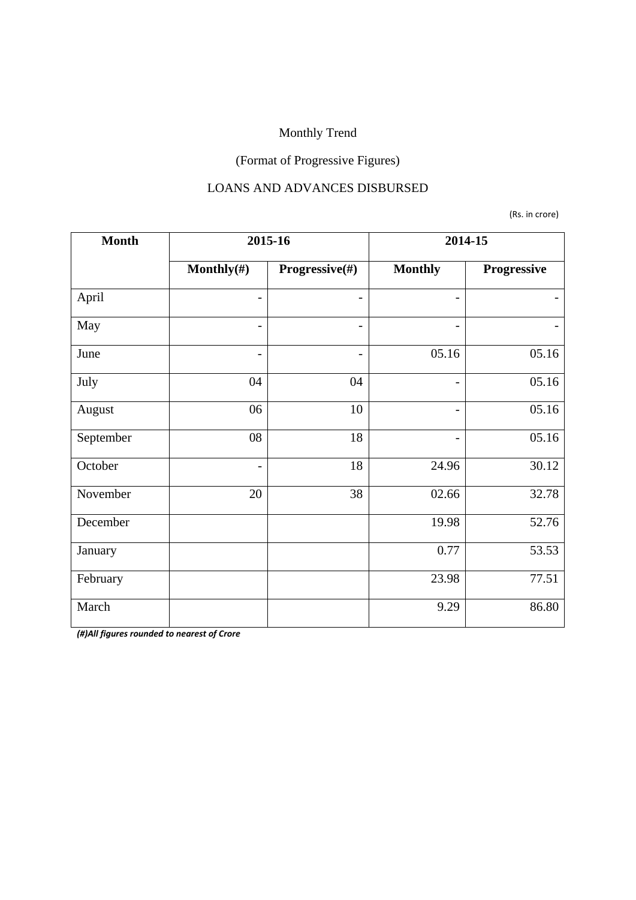Monthly Trend

(Format of Progressive Figures)

LOANS AND ADVANCES DISBURSED

(Rs. in crore)

| Month | 2015-16 | | 2014-15 | |
|---|---|---|---|---|
| | Monthly(#) | Progressive(#) | Monthly | Progressive |
| April | - | - | - | - |
| May | - | - | - | - |
| June | - | - | 05.16 | 05.16 |
| July | 04 | 04 | - | 05.16 |
| August | 06 | 10 | - | 05.16 |
| September | 08 | 18 | - | 05.16 |
| October | - | 18 | 24.96 | 30.12 |
| November | 20 | 38 | 02.66 | 32.78 |
| December | | | 19.98 | 52.76 |
| January | | | 0.77 | 53.53 |
| February | | | 23.98 | 77.51 |
| March | | | 9.29 | 86.80 |

***(#)All figures rounded to nearest of Crore***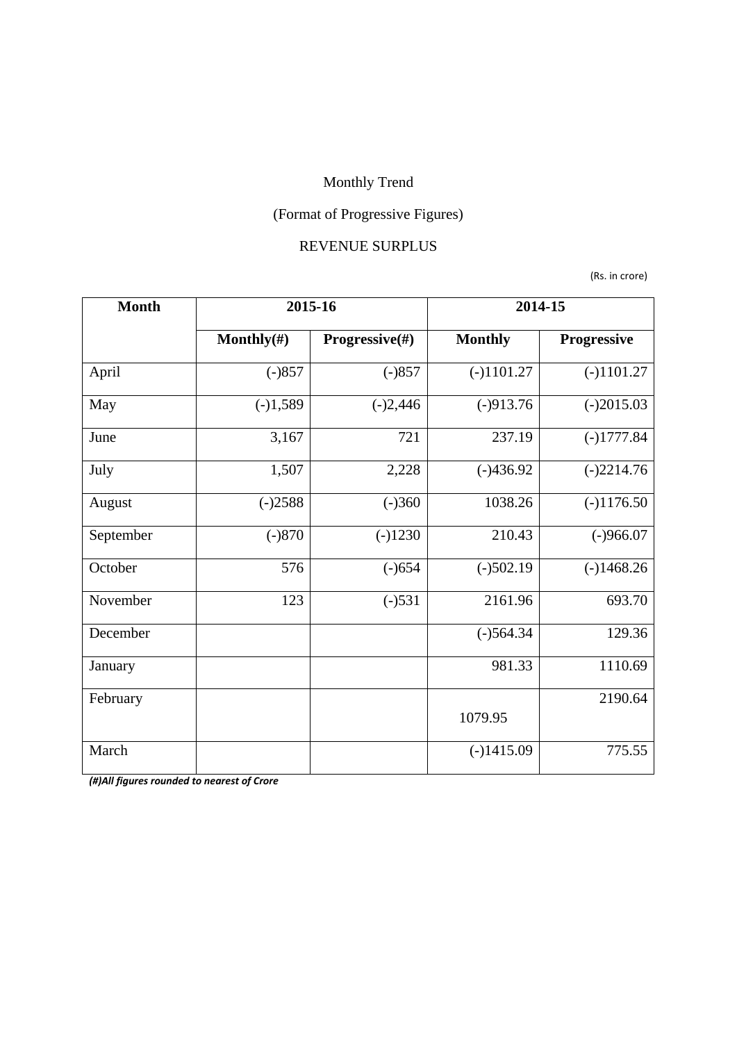Monthly Trend

(Format of Progressive Figures)

REVENUE SURPLUS

(Rs. in crore)

| Month | 2015-16 | | 2014-15 | |
|---|---|---|---|---|
| | **Monthly(#)** | **Progressive(#)** | **Monthly** | **Progressive** |
| April | (-)857 | (-)857 | (-)1101.27 | (-)1101.27 |
| May | (-)1,589 | (-)2,446 | (-)913.76 | (-)2015.03 |
| June | 3,167 | 721 | 237.19 | (-)1777.84 |
| July | 1,507 | 2,228 | (-)436.92 | (-)2214.76 |
| August | (-)2588 | (-)360 | 1038.26 | (-)1176.50 |
| September | (-)870 | (-)1230 | 210.43 | (-)966.07 |
| October | 576 | (-)654 | (-)502.19 | (-)1468.26 |
| November | 123 | (-)531 | 2161.96 | 693.70 |
| December | | | (-)564.34 | 129.36 |
| January | | | 981.33 | 1110.69 |
| February | | | 1079.95 | 2190.64 |
| March | | | (-)1415.09 | 775.55 |

***(#)All figures rounded to nearest of Crore***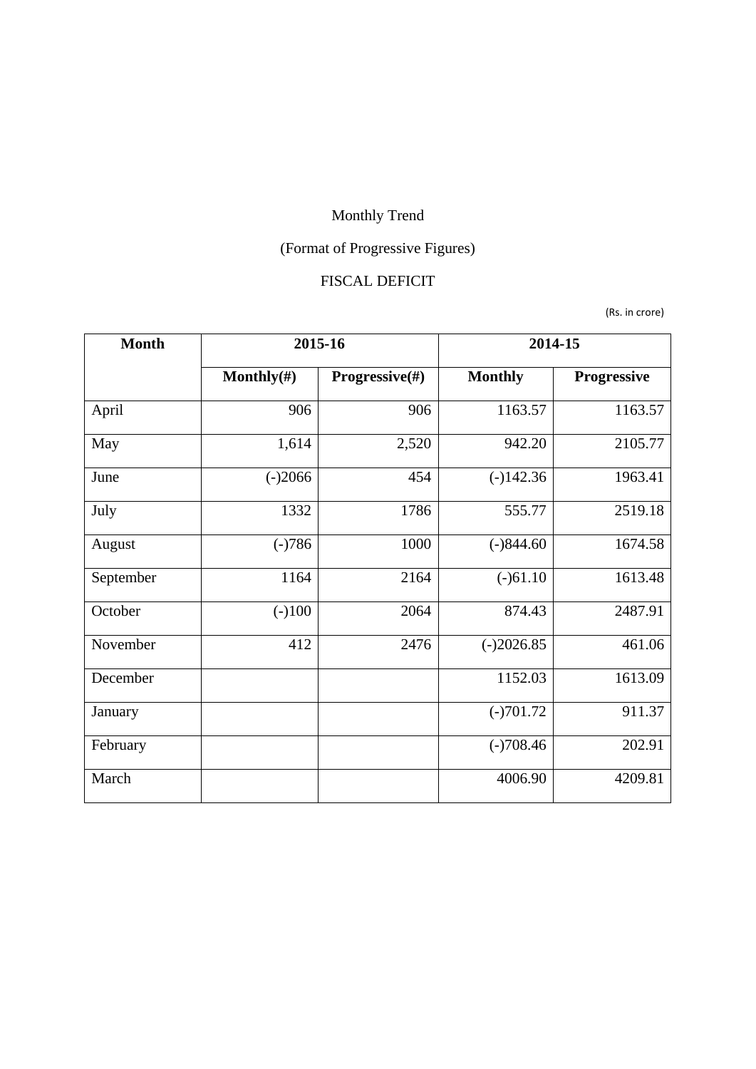Monthly Trend

(Format of Progressive Figures)

FISCAL DEFICIT

(Rs. in crore)

| Month | 2015-16 | | 2014-15 | |
|---|---|---|---|---|
| | Monthly(#) | Progressive(#) | Monthly | Progressive |
| April | 906 | 906 | 1163.57 | 1163.57 |
| May | 1,614 | 2,520 | 942.20 | 2105.77 |
| June | (-)2066 | 454 | (-)142.36 | 1963.41 |
| July | 1332 | 1786 | 555.77 | 2519.18 |
| August | (-)786 | 1000 | (-)844.60 | 1674.58 |
| September | 1164 | 2164 | (-)61.10 | 1613.48 |
| October | (-)100 | 2064 | 874.43 | 2487.91 |
| November | 412 | 2476 | (-)2026.85 | 461.06 |
| December | | | 1152.03 | 1613.09 |
| January | | | (-)701.72 | 911.37 |
| February | | | (-)708.46 | 202.91 |
| March | | | 4006.90 | 4209.81 |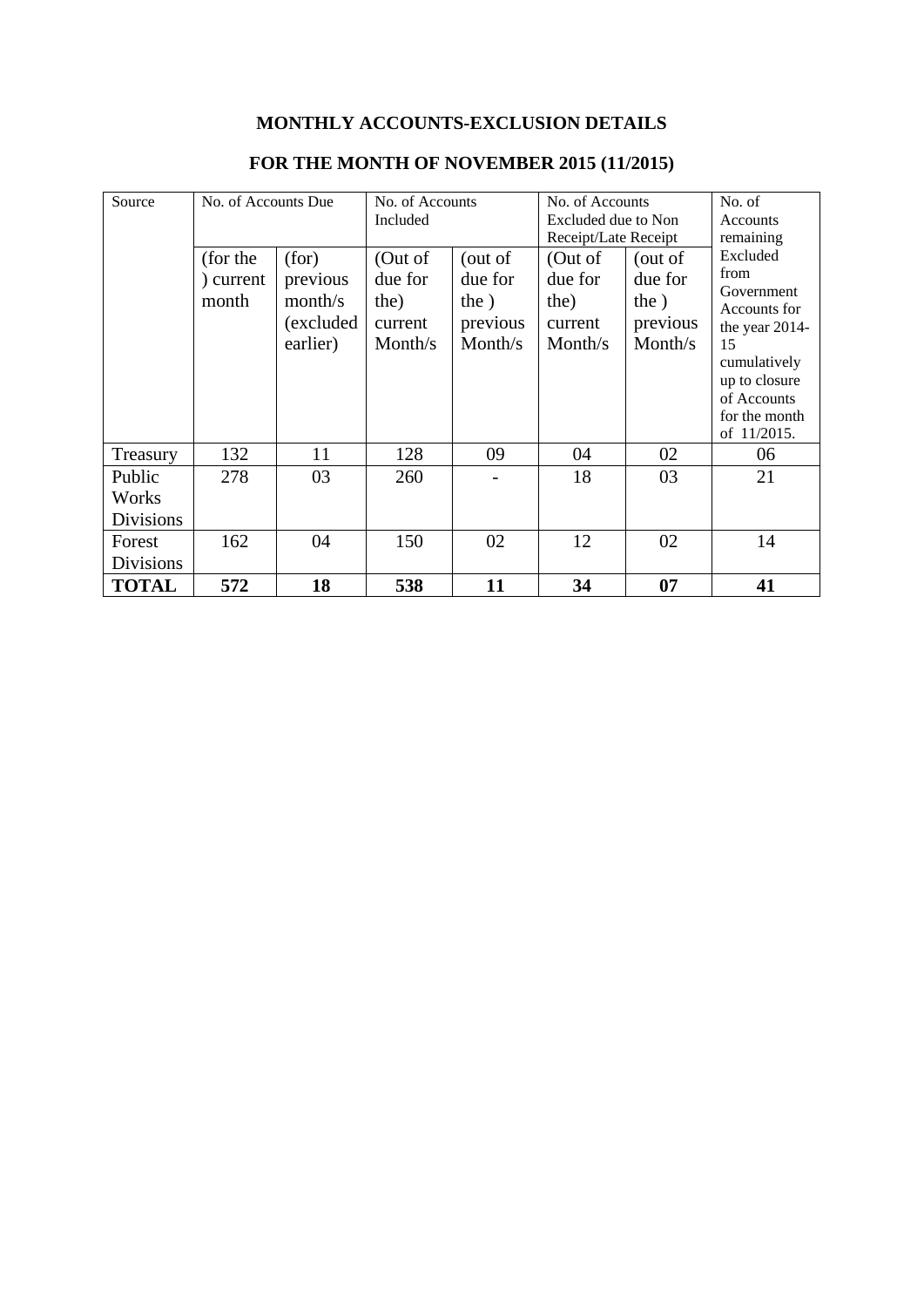**MONTHLY ACCOUNTS-EXCLUSION DETAILS**

**FOR THE MONTH OF NOVEMBER 2015 (11/2015)**

| Source | No. of Accounts Due | | No. of Accounts Included | | No. of Accounts Excluded due to Non Receipt/Late Receipt | | No. of Accounts remaining Excluded from Government Accounts for the year 2014-15 cumulatively up to closure of Accounts for the month of 11/2015. |
|---|---|---|---|---|---|---|---|
| | (for the ) current month | (for) previous month/s (excluded earlier) | (Out of due for the) current Month/s | (out of due for the ) previous Month/s | (Out of due for the) current Month/s | (out of due for the ) previous Month/s | |
| Treasury | 132 | 11 | 128 | 09 | 04 | 02 | 06 |
| Public Works Divisions | 278 | 03 | 260 | - | 18 | 03 | 21 |
| Forest Divisions | 162 | 04 | 150 | 02 | 12 | 02 | 14 |
| **TOTAL** | **572** | **18** | **538** | **11** | **34** | **07** | **41** |